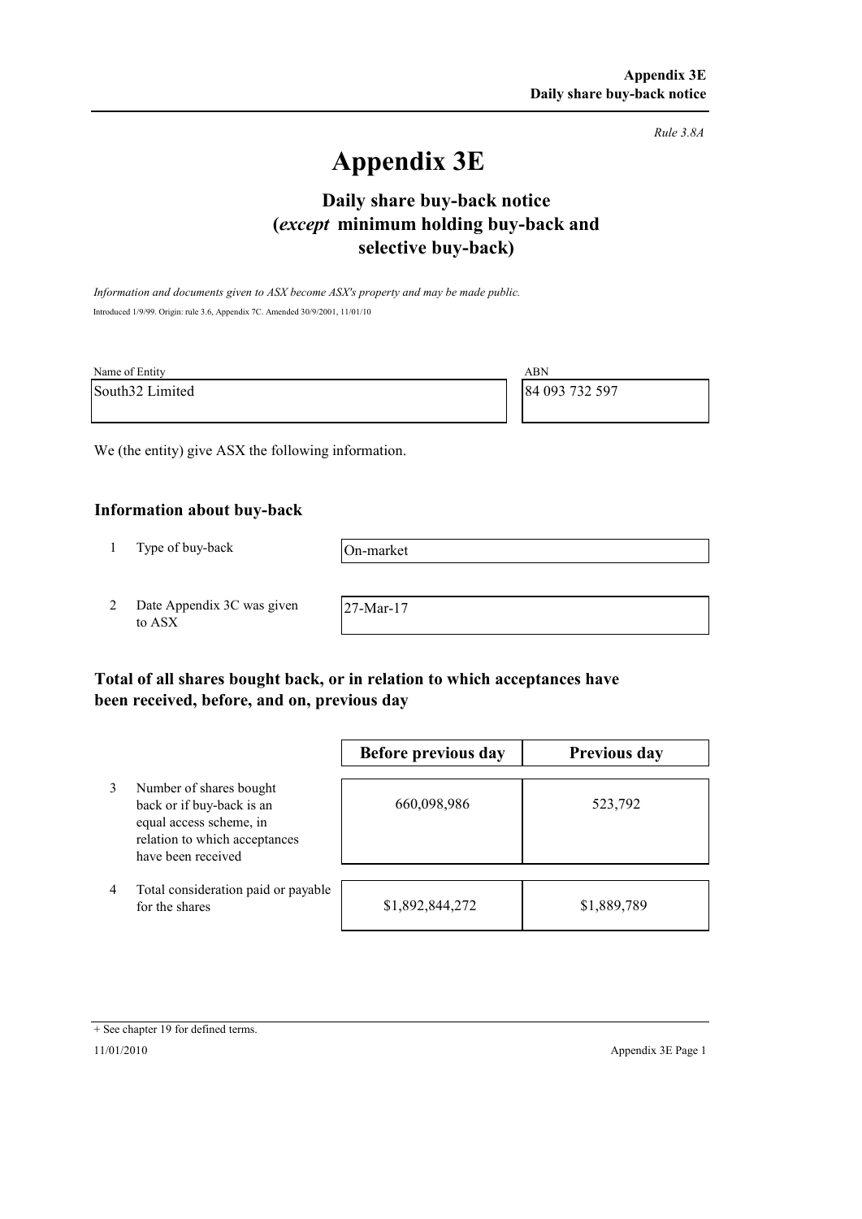*Rule 3.8A*

# Appendix 3E

## Daily share buy-back notice (*except* minimum holding buy-back and selective buy-back)

*Information and documents given to ASX become ASX's property and may be made public.*

Introduced 1/9/99. Origin: rule 3.6, Appendix 7C. Amended 30/9/2001, 11/01/10

| Name of Entity | ABN |
|---|---|
| South32 Limited | 84 093 732 597 |

We (the entity) give ASX the following information.

### Information about buy-back

| | | |
|---|---|---|
| 1 | Type of buy-back | On-market |
| 2 | Date Appendix 3C was given to ASX | 27-Mar-17 |

### Total of all shares bought back, or in relation to which acceptances have been received, before, and on, previous day

| | | Before previous day | Previous day |
|---|---|---|---|
| 3 | Number of shares bought back or if buy-back is an equal access scheme, in relation to which acceptances have been received | 660,098,986 | 523,792 |
| 4 | Total consideration paid or payable for the shares | $1,892,844,272 | $1,889,789 |

+ See chapter 19 for defined terms.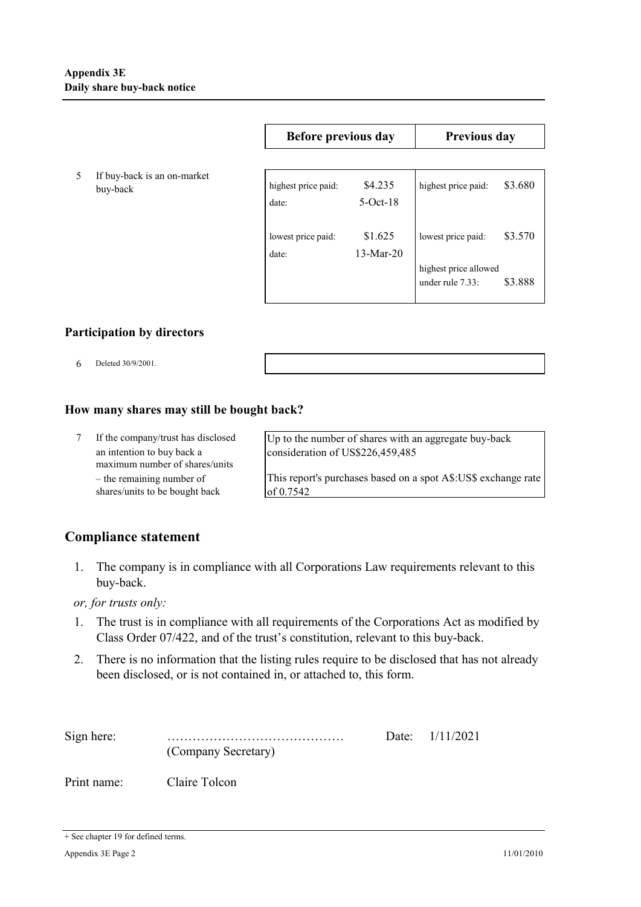**Appendix 3E**
**Daily share buy-back notice**

| | | Before previous day | | Previous day | |
|---|---|---|---|---|---|
| 5 | If buy-back is an on-market buy-back | highest price paid: | \$4.235 | highest price paid: | \$3.680 |
| | | date: | 5-Oct-18 | | |
| | | lowest price paid: | \$1.625 | lowest price paid: | \$3.570 |
| | | date: | 13-Mar-20 | | |
| | | | | highest price allowed under rule 7.33: | \$3.888 |

## Participation by directors

| | | |
|---|---|---|
| 6 | Deleted 30/9/2001. | |

## How many shares may still be bought back?

| | | |
|---|---|---|
| 7 | If the company/trust has disclosed an intention to buy back a maximum number of shares/units – the remaining number of shares/units to be bought back | Up to the number of shares with an aggregate buy-back consideration of US\$226,459,485<br><br>This report's purchases based on a spot A\$:US\$ exchange rate of 0.7542 |

## Compliance statement

1. The company is in compliance with all Corporations Law requirements relevant to this buy-back.

*or, for trusts only:*

1. The trust is in compliance with all requirements of the Corporations Act as modified by Class Order 07/422, and of the trust's constitution, relevant to this buy-back.
2. There is no information that the listing rules require to be disclosed that has not already been disclosed, or is not contained in, or attached to, this form.

Sign here: …………………………………… Date: 1/11/2021
(Company Secretary)

Print name: Claire Tolcon

+ See chapter 19 for defined terms.